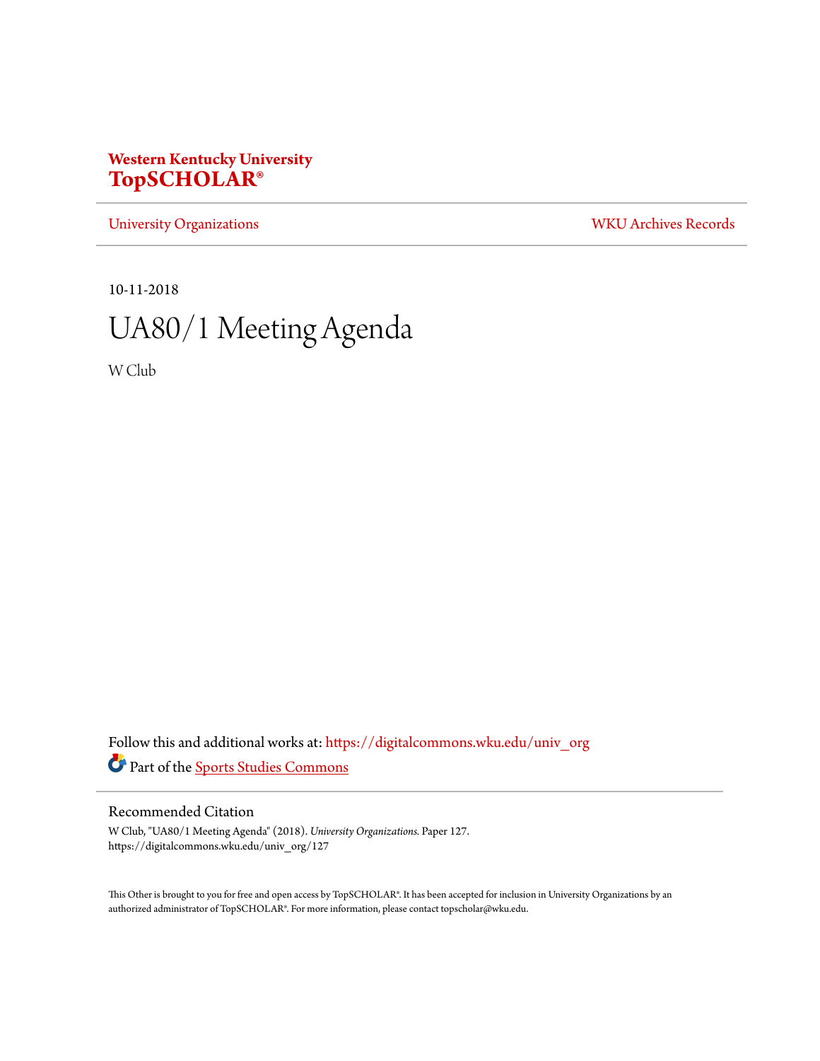**Western Kentucky University**
**TopSCHOLAR®**

University Organizations | WKU Archives Records

10-11-2018

# UA80/1 Meeting Agenda

W Club

Follow this and additional works at: https://digitalcommons.wku.edu/univ_org

Part of the Sports Studies Commons

## Recommended Citation

W Club, "UA80/1 Meeting Agenda" (2018). *University Organizations.* Paper 127.
https://digitalcommons.wku.edu/univ_org/127

This Other is brought to you for free and open access by TopSCHOLAR®. It has been accepted for inclusion in University Organizations by an authorized administrator of TopSCHOLAR®. For more information, please contact topscholar@wku.edu.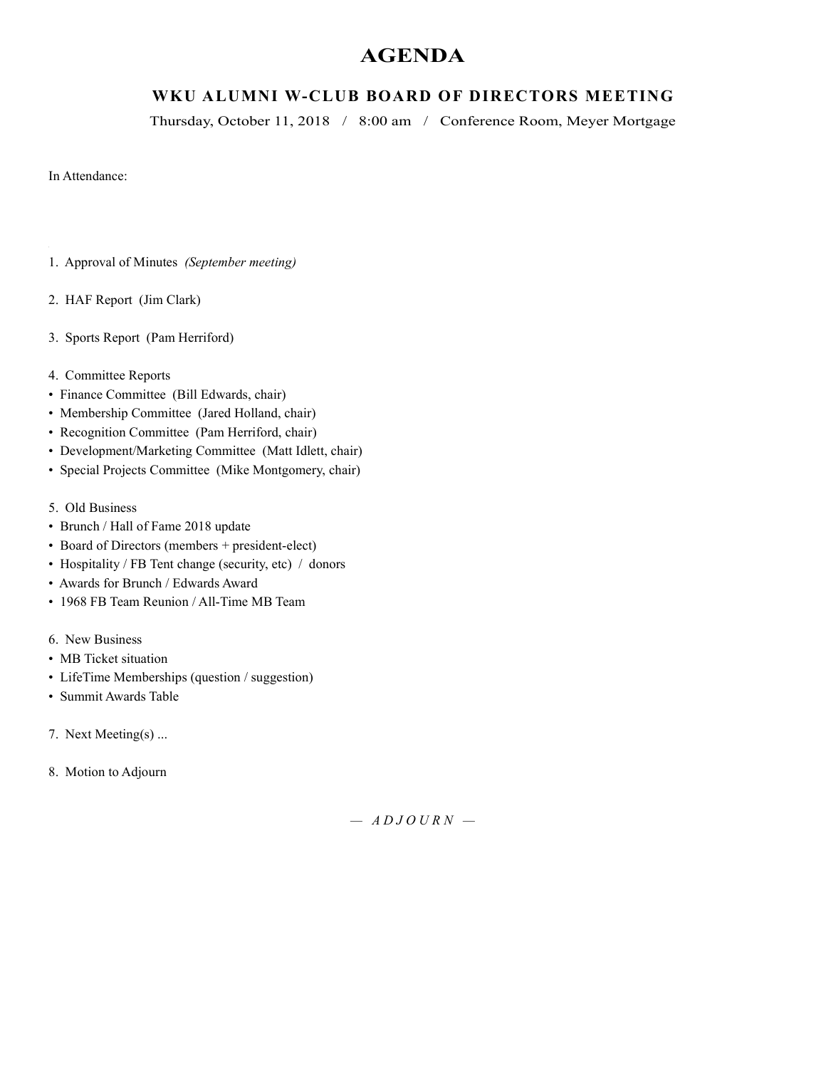# AGENDA

## WKU ALUMNI W-CLUB BOARD OF DIRECTORS MEETING

Thursday, October 11, 2018 / 8:00 am / Conference Room, Meyer Mortgage

In Attendance:

1. Approval of Minutes *(September meeting)*

2. HAF Report (Jim Clark)

3. Sports Report (Pam Herriford)

4. Committee Reports
- Finance Committee (Bill Edwards, chair)
- Membership Committee (Jared Holland, chair)
- Recognition Committee (Pam Herriford, chair)
- Development/Marketing Committee (Matt Idlett, chair)
- Special Projects Committee (Mike Montgomery, chair)

5. Old Business
- Brunch / Hall of Fame 2018 update
- Board of Directors (members + president-elect)
- Hospitality / FB Tent change (security, etc) / donors
- Awards for Brunch / Edwards Award
- 1968 FB Team Reunion / All-Time MB Team

6. New Business
- MB Ticket situation
- LifeTime Memberships (question / suggestion)
- Summit Awards Table

7. Next Meeting(s) ...

8. Motion to Adjourn

*— ADJOURN —*